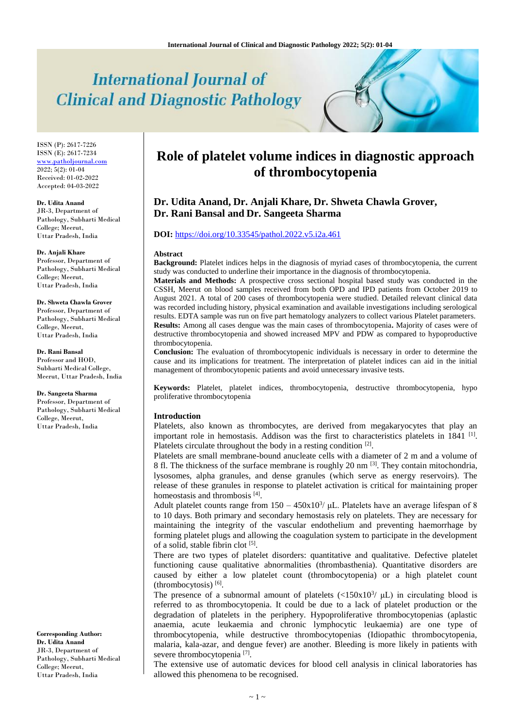# International Journal of Clinical and Diagnostic Pathology

ISSN (P): 2617-7226
ISSN (E): 2617-7234
www.patholjournal.com
2022; 5(2): 01-04
Received: 01-02-2022
Accepted: 04-03-2022

**Dr. Udita Anand**
JR-3, Department of Pathology, Subharti Medical College; Meerut, Uttar Pradesh, India

**Dr. Anjali Khare**
Professor, Department of Pathology, Subharti Medical College; Meerut, Uttar Pradesh, India

**Dr. Shweta Chawla Grover**
Professor, Department of Pathology, Subharti Medical College, Meerut, Uttar Pradesh, India

**Dr. Rani Bansal**
Professor and HOD, Subharti Medical College, Meerut, Uttar Pradesh, India

**Dr. Sangeeta Sharma**
Professor, Department of Pathology, Subharti Medical College, Meerut, Uttar Pradesh, India

**Corresponding Author:**
**Dr. Udita Anand**
JR-3, Department of Pathology, Subharti Medical College; Meerut, Uttar Pradesh, India

# Role of platelet volume indices in diagnostic approach of thrombocytopenia

**Dr. Udita Anand, Dr. Anjali Khare, Dr. Shweta Chawla Grover, Dr. Rani Bansal and Dr. Sangeeta Sharma**

**DOI:** https://doi.org/10.33545/pathol.2022.v5.i2a.461

## Abstract

**Background:** Platelet indices helps in the diagnosis of myriad cases of thrombocytopenia, the current study was conducted to underline their importance in the diagnosis of thrombocytopenia.

**Materials and Methods:** A prospective cross sectional hospital based study was conducted in the CSSH, Meerut on blood samples received from both OPD and IPD patients from October 2019 to August 2021. A total of 200 cases of thrombocytopenia were studied. Detailed relevant clinical data was recorded including history, physical examination and available investigations including serological results. EDTA sample was run on five part hematology analyzers to collect various Platelet parameters.

**Results:** Among all cases dengue was the main cases of thrombocytopenia**.** Majority of cases were of destructive thrombocytopenia and showed increased MPV and PDW as compared to hypoproductive thrombocytopenia.

**Conclusion:** The evaluation of thrombocytopenic individuals is necessary in order to determine the cause and its implications for treatment. The interpretation of platelet indices can aid in the initial management of thrombocytopenic patients and avoid unnecessary invasive tests.

**Keywords:** Platelet, platelet indices, thrombocytopenia, destructive thrombocytopenia, hypo proliferative thrombocytopenia

## Introduction

Platelets, also known as thrombocytes, are derived from megakaryocytes that play an important role in hemostasis. Addison was the first to characteristics platelets in 1841 [1]. Platelets circulate throughout the body in a resting condition [2].

Platelets are small membrane-bound anucleate cells with a diameter of 2 m and a volume of 8 fl. The thickness of the surface membrane is roughly 20 nm [3]. They contain mitochondria, lysosomes, alpha granules, and dense granules (which serve as energy reservoirs). The release of these granules in response to platelet activation is critical for maintaining proper homeostasis and thrombosis [4].

Adult platelet counts range from $150 – 450x10^3/$ µL. Platelets have an average lifespan of 8 to 10 days. Both primary and secondary hemostasis rely on platelets. They are necessary for maintaining the integrity of the vascular endothelium and preventing haemorrhage by forming platelet plugs and allowing the coagulation system to participate in the development of a solid, stable fibrin clot [5].

There are two types of platelet disorders: quantitative and qualitative. Defective platelet functioning cause qualitative abnormalities (thrombasthenia). Quantitative disorders are caused by either a low platelet count (thrombocytopenia) or a high platelet count (thrombocytosis) [6].

The presence of a subnormal amount of platelets ($<150x10^3/$ µL) in circulating blood is referred to as thrombocytopenia. It could be due to a lack of platelet production or the degradation of platelets in the periphery. Hypoproliferative thrombocytopenias (aplastic anaemia, acute leukaemia and chronic lymphocytic leukaemia) are one type of thrombocytopenia, while destructive thrombocytopenias (Idiopathic thrombocytopenia, malaria, kala-azar, and dengue fever) are another. Bleeding is more likely in patients with severe thrombocytopenia [7].

The extensive use of automatic devices for blood cell analysis in clinical laboratories has allowed this phenomena to be recognised.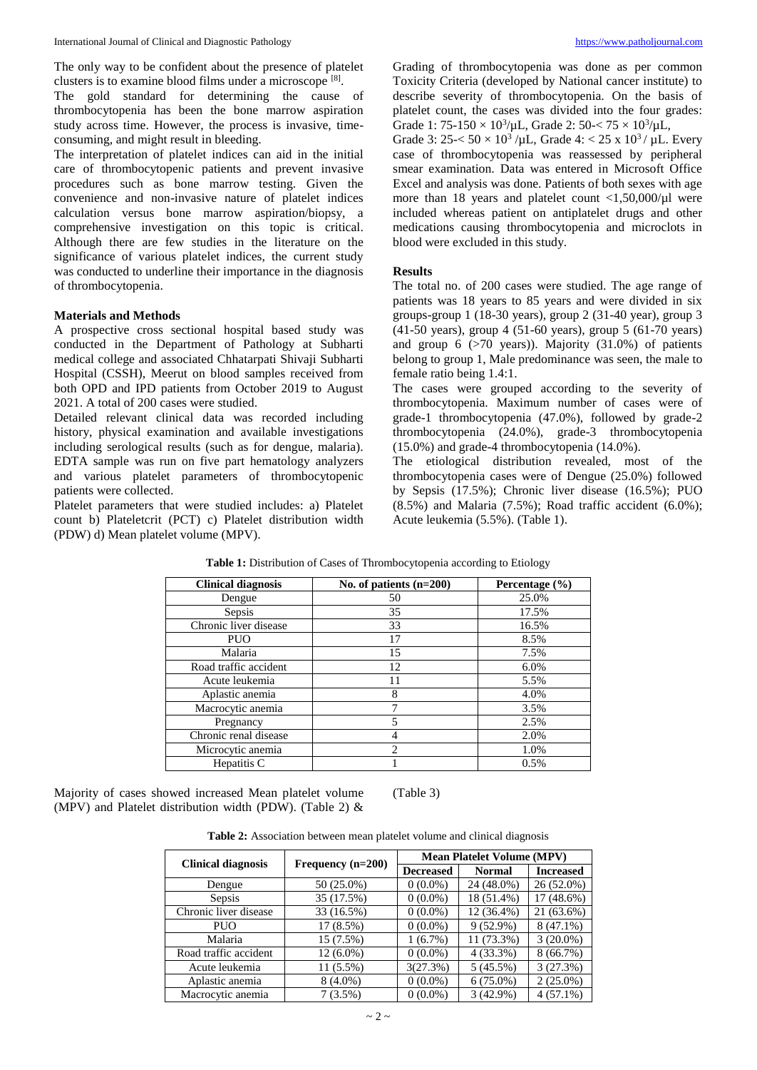The only way to be confident about the presence of platelet clusters is to examine blood films under a microscope [8].

The gold standard for determining the cause of thrombocytopenia has been the bone marrow aspiration study across time. However, the process is invasive, time-consuming, and might result in bleeding.

The interpretation of platelet indices can aid in the initial care of thrombocytopenic patients and prevent invasive procedures such as bone marrow testing. Given the convenience and non-invasive nature of platelet indices calculation versus bone marrow aspiration/biopsy, a comprehensive investigation on this topic is critical. Although there are few studies in the literature on the significance of various platelet indices, the current study was conducted to underline their importance in the diagnosis of thrombocytopenia.

### Materials and Methods

A prospective cross sectional hospital based study was conducted in the Department of Pathology at Subharti medical college and associated Chhatarpati Shivaji Subharti Hospital (CSSH), Meerut on blood samples received from both OPD and IPD patients from October 2019 to August 2021. A total of 200 cases were studied.

Detailed relevant clinical data was recorded including history, physical examination and available investigations including serological results (such as for dengue, malaria). EDTA sample was run on five part hematology analyzers and various platelet parameters of thrombocytopenic patients were collected.

Platelet parameters that were studied includes: a) Platelet count b) Plateletcrit (PCT) c) Platelet distribution width (PDW) d) Mean platelet volume (MPV).

Grading of thrombocytopenia was done as per common Toxicity Criteria (developed by National cancer institute) to describe severity of thrombocytopenia. On the basis of platelet count, the cases was divided into the four grades: Grade 1: 75-150 × $10^3$/µL, Grade 2: 50-< 75 × $10^3$/µL, Grade 3: 25-< 50 × $10^3$ /µL, Grade 4: < 25 x $10^3$ / µL. Every case of thrombocytopenia was reassessed by peripheral smear examination. Data was entered in Microsoft Office Excel and analysis was done. Patients of both sexes with age more than 18 years and platelet count <1,50,000/µl were included whereas patient on antiplatelet drugs and other medications causing thrombocytopenia and microclots in blood were excluded in this study.

### Results

The total no. of 200 cases were studied. The age range of patients was 18 years to 85 years and were divided in six groups-group 1 (18-30 years), group 2 (31-40 year), group 3 (41-50 years), group 4 (51-60 years), group 5 (61-70 years) and group 6 (>70 years)). Majority (31.0%) of patients belong to group 1, Male predominance was seen, the male to female ratio being 1.4:1.

The cases were grouped according to the severity of thrombocytopenia. Maximum number of cases were of grade-1 thrombocytopenia (47.0%), followed by grade-2 thrombocytopenia (24.0%), grade-3 thrombocytopenia (15.0%) and grade-4 thrombocytopenia (14.0%).

The etiological distribution revealed, most of the thrombocytopenia cases were of Dengue (25.0%) followed by Sepsis (17.5%); Chronic liver disease (16.5%); PUO (8.5%) and Malaria (7.5%); Road traffic accident (6.0%); Acute leukemia (5.5%). (Table 1).

**Table 1:** Distribution of Cases of Thrombocytopenia according to Etiology

| Clinical diagnosis | No. of patients (n=200) | Percentage (%) |
|---|---|---|
| Dengue | 50 | 25.0% |
| Sepsis | 35 | 17.5% |
| Chronic liver disease | 33 | 16.5% |
| PUO | 17 | 8.5% |
| Malaria | 15 | 7.5% |
| Road traffic accident | 12 | 6.0% |
| Acute leukemia | 11 | 5.5% |
| Aplastic anemia | 8 | 4.0% |
| Macrocytic anemia | 7 | 3.5% |
| Pregnancy | 5 | 2.5% |
| Chronic renal disease | 4 | 2.0% |
| Microcytic anemia | 2 | 1.0% |
| Hepatitis C | 1 | 0.5% |

Majority of cases showed increased Mean platelet volume (MPV) and Platelet distribution width (PDW). (Table 2) & (Table 3)

**Table 2:** Association between mean platelet volume and clinical diagnosis

| Clinical diagnosis | Frequency (n=200) | Mean Platelet Volume (MPV) | | |
|---|---|---|---|---|
| | | Decreased | Normal | Increased |
| Dengue | 50 (25.0%) | 0 (0.0%) | 24 (48.0%) | 26 (52.0%) |
| Sepsis | 35 (17.5%) | 0 (0.0%) | 18 (51.4%) | 17 (48.6%) |
| Chronic liver disease | 33 (16.5%) | 0 (0.0%) | 12 (36.4%) | 21 (63.6%) |
| PUO | 17 (8.5%) | 0 (0.0%) | 9 (52.9%) | 8 (47.1%) |
| Malaria | 15 (7.5%) | 1 (6.7%) | 11 (73.3%) | 3 (20.0%) |
| Road traffic accident | 12 (6.0%) | 0 (0.0%) | 4 (33.3%) | 8 (66.7%) |
| Acute leukemia | 11 (5.5%) | 3(27.3%) | 5 (45.5%) | 3 (27.3%) |
| Aplastic anemia | 8 (4.0%) | 0 (0.0%) | 6 (75.0%) | 2 (25.0%) |
| Macrocytic anemia | 7 (3.5%) | 0 (0.0%) | 3 (42.9%) | 4 (57.1%) |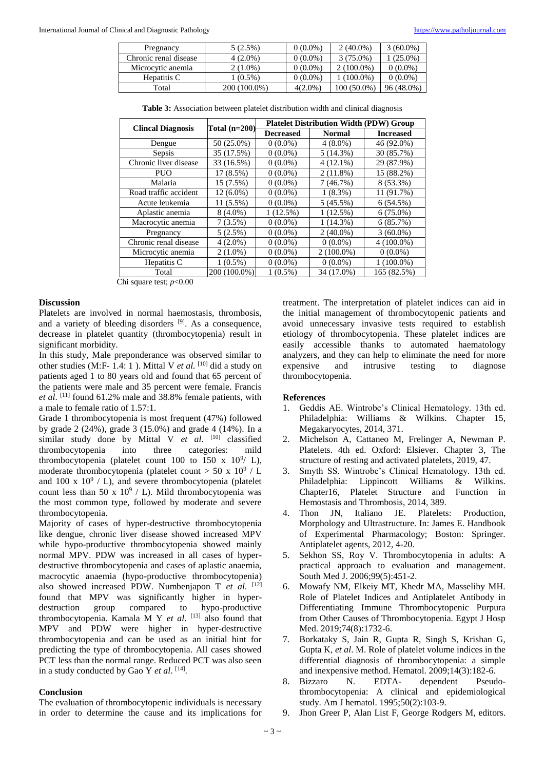| Pregnancy | 5 (2.5%) | 0 (0.0%) | 2 (40.0%) | 3 (60.0%) |
|---|---|---|---|---|
| Chronic renal disease | 4 (2.0%) | 0 (0.0%) | 3 (75.0%) | 1 (25.0%) |
| Microcytic anemia | 2 (1.0%) | 0 (0.0%) | 2 (100.0%) | 0 (0.0%) |
| Hepatitis C | 1 (0.5%) | 0 (0.0%) | 1 (100.0%) | 0 (0.0%) |
| Total | 200 (100.0%) | 4(2.0%) | 100 (50.0%) | 96 (48.0%) |

**Table 3:** Association between platelet distribution width and clinical diagnosis

| Clincal Diagnosis | Total (n=200) | Platelet Distribution Width (PDW) Group | | |
|---|---|---|---|---|
| | | Decreased | Normal | Increased |
| Dengue | 50 (25.0%) | 0 (0.0%) | 4 (8.0%) | 46 (92.0%) |
| Sepsis | 35 (17.5%) | 0 (0.0%) | 5 (14.3%) | 30 (85.7%) |
| Chronic liver disease | 33 (16.5%) | 0 (0.0%) | 4 (12.1%) | 29 (87.9%) |
| PUO | 17 (8.5%) | 0 (0.0%) | 2 (11.8%) | 15 (88.2%) |
| Malaria | 15 (7.5%) | 0 (0.0%) | 7 (46.7%) | 8 (53.3%) |
| Road traffic accident | 12 (6.0%) | 0 (0.0%) | 1 (8.3%) | 11 (91.7%) |
| Acute leukemia | 11 (5.5%) | 0 (0.0%) | 5 (45.5%) | 6 (54.5%) |
| Aplastic anemia | 8 (4.0%) | 1 (12.5%) | 1 (12.5%) | 6 (75.0%) |
| Macrocytic anemia | 7 (3.5%) | 0 (0.0%) | 1 (14.3%) | 6 (85.7%) |
| Pregnancy | 5 (2.5%) | 0 (0.0%) | 2 (40.0%) | 3 (60.0%) |
| Chronic renal disease | 4 (2.0%) | 0 (0.0%) | 0 (0.0%) | 4 (100.0%) |
| Microcytic anemia | 2 (1.0%) | 0 (0.0%) | 2 (100.0%) | 0 (0.0%) |
| Hepatitis C | 1 (0.5%) | 0 (0.0%) | 0 (0.0%) | 1 (100.0%) |
| Total | 200 (100.0%) | 1 (0.5%) | 34 (17.0%) | 165 (82.5%) |

Chi square test; *p*<0.00

## Discussion

Platelets are involved in normal haemostasis, thrombosis, and a variety of bleeding disorders [9]. As a consequence, decrease in platelet quantity (thrombocytopenia) result in significant morbidity.

In this study, Male preponderance was observed similar to other studies (M:F- 1.4: 1 ). Mittal V *et al.* [10] did a study on patients aged 1 to 80 years old and found that 65 percent of the patients were male and 35 percent were female. Francis *et al*. [11] found 61.2% male and 38.8% female patients, with a male to female ratio of 1.57:1.

Grade 1 thrombocytopenia is most frequent (47%) followed by grade 2 (24%), grade 3 (15.0%) and grade 4 (14%). In a similar study done by Mittal V *et al*. [10] classified thrombocytopenia into three categories: mild thrombocytopenia (platelet count 100 to 150 x $10^9$/ L), moderate thrombocytopenia (platelet count > 50 x $10^9$ / L and 100 x $10^9$ / L), and severe thrombocytopenia (platelet count less than 50 x $10^9$ / L). Mild thrombocytopenia was the most common type, followed by moderate and severe thrombocytopenia.

Majority of cases of hyper-destructive thrombocytopenia like dengue, chronic liver disease showed increased MPV while hypo-productive thrombocytopenia showed mainly normal MPV. PDW was increased in all cases of hyper-destructive thrombocytopenia and cases of aplastic anaemia, macrocytic anaemia (hypo-productive thrombocytopenia) also showed increased PDW. Numbenjapon T *et al.* [12] found that MPV was significantly higher in hyper-destruction group compared to hypo-productive thrombocytopenia. Kamala M Y *et al*. [13] also found that MPV and PDW were higher in hyper-destructive thrombocytopenia and can be used as an initial hint for predicting the type of thrombocytopenia. All cases showed PCT less than the normal range. Reduced PCT was also seen in a study conducted by Gao Y *et al*. [14].

## Conclusion

The evaluation of thrombocytopenic individuals is necessary in order to determine the cause and its implications for treatment. The interpretation of platelet indices can aid in the initial management of thrombocytopenic patients and avoid unnecessary invasive tests required to establish etiology of thrombocytopenia. These platelet indices are easily accessible thanks to automated haematology analyzers, and they can help to eliminate the need for more expensive and intrusive testing to diagnose thrombocytopenia.

## References

1. Geddis AE. Wintrobe's Clinical Hematology. 13th ed. Philadelphia: Williams & Wilkins. Chapter 15, Megakaryocytes, 2014, 371.
2. Michelson A, Cattaneo M, Frelinger A, Newman P. Platelets. 4th ed. Oxford: Elsiever. Chapter 3, The structure of resting and activated platelets, 2019, 47.
3. Smyth SS. Wintrobe's Clinical Hematology. 13th ed. Philadelphia: Lippincott Williams & Wilkins. Chapter16, Platelet Structure and Function in Hemostasis and Thrombosis, 2014, 389.
4. Thon JN, Italiano JE. Platelets: Production, Morphology and Ultrastructure. In: James E. Handbook of Experimental Pharmacology; Boston: Springer. Antiplatelet agents, 2012, 4-20.
5. Sekhon SS, Roy V. Thrombocytopenia in adults: A practical approach to evaluation and management. South Med J. 2006;99(5):451-2.
6. Mowafy NM, Elkeiy MT, Khedr MA, Masselihy MH. Role of Platelet Indices and Antiplatelet Antibody in Differentiating Immune Thrombocytopenic Purpura from Other Causes of Thrombocytopenia. Egypt J Hosp Med. 2019;74(8):1732-6.
7. Borkataky S, Jain R, Gupta R, Singh S, Krishan G, Gupta K, *et al*. M. Role of platelet volume indices in the differential diagnosis of thrombocytopenia: a simple and inexpensive method. Hematol. 2009;14(3):182-6.
8. Bizzaro N. EDTA- dependent Pseudo-thrombocytopenia: A clinical and epidemiological study. Am J hematol. 1995;50(2):103-9.
9. Jhon Greer P, Alan List F, George Rodgers M, editors.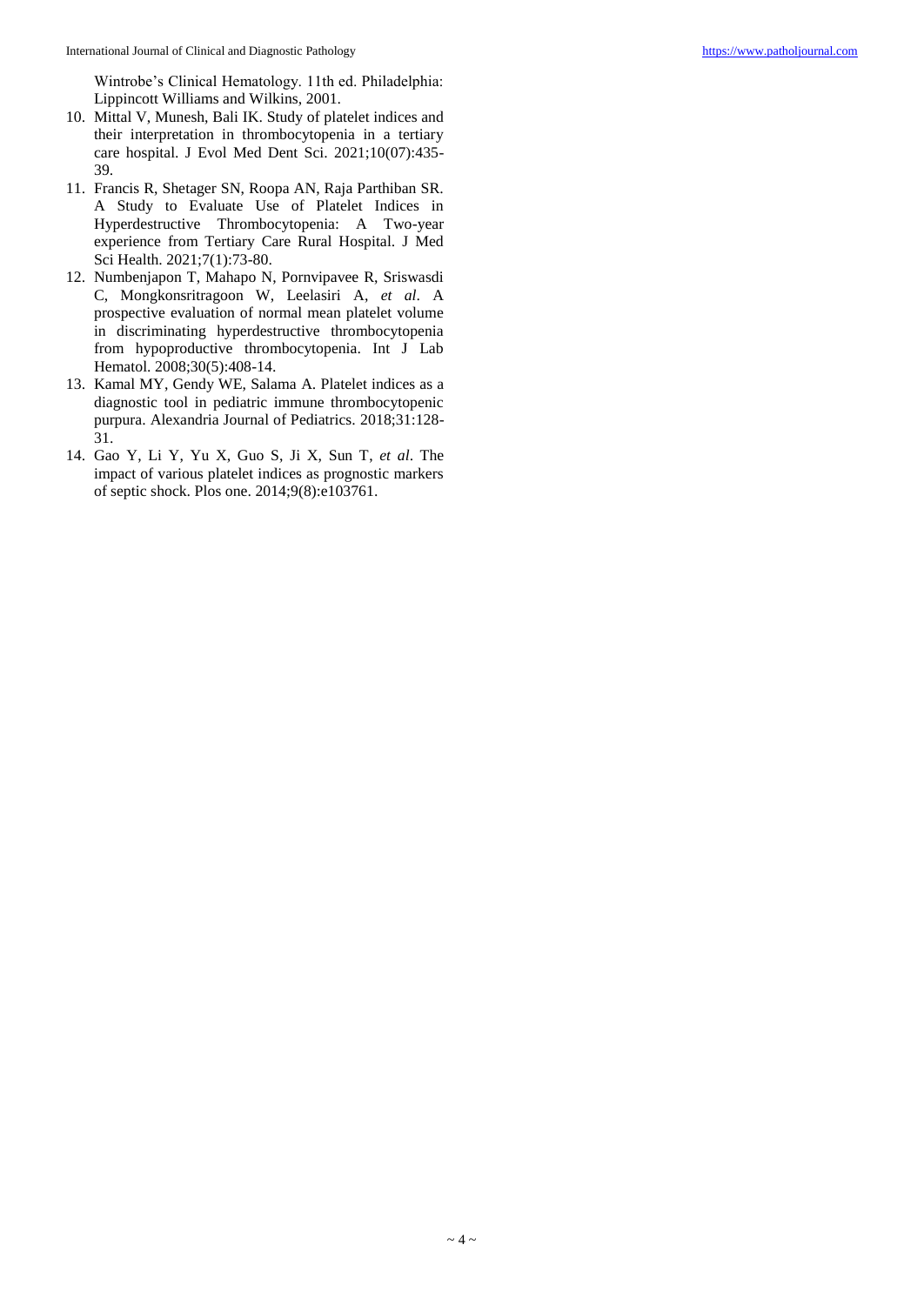Wintrobe's Clinical Hematology. 11th ed. Philadelphia: Lippincott Williams and Wilkins, 2001.

10. Mittal V, Munesh, Bali IK. Study of platelet indices and their interpretation in thrombocytopenia in a tertiary care hospital. J Evol Med Dent Sci. 2021;10(07):435-39.
11. Francis R, Shetager SN, Roopa AN, Raja Parthiban SR. A Study to Evaluate Use of Platelet Indices in Hyperdestructive Thrombocytopenia: A Two-year experience from Tertiary Care Rural Hospital. J Med Sci Health. 2021;7(1):73-80.
12. Numbenjapon T, Mahapo N, Pornvipavee R, Sriswasdi C, Mongkonsritragoon W, Leelasiri A, *et al*. A prospective evaluation of normal mean platelet volume in discriminating hyperdestructive thrombocytopenia from hypoproductive thrombocytopenia. Int J Lab Hematol. 2008;30(5):408-14.
13. Kamal MY, Gendy WE, Salama A. Platelet indices as a diagnostic tool in pediatric immune thrombocytopenic purpura. Alexandria Journal of Pediatrics. 2018;31:128-31.
14. Gao Y, Li Y, Yu X, Guo S, Ji X, Sun T, *et al*. The impact of various platelet indices as prognostic markers of septic shock. Plos one. 2014;9(8):e103761.